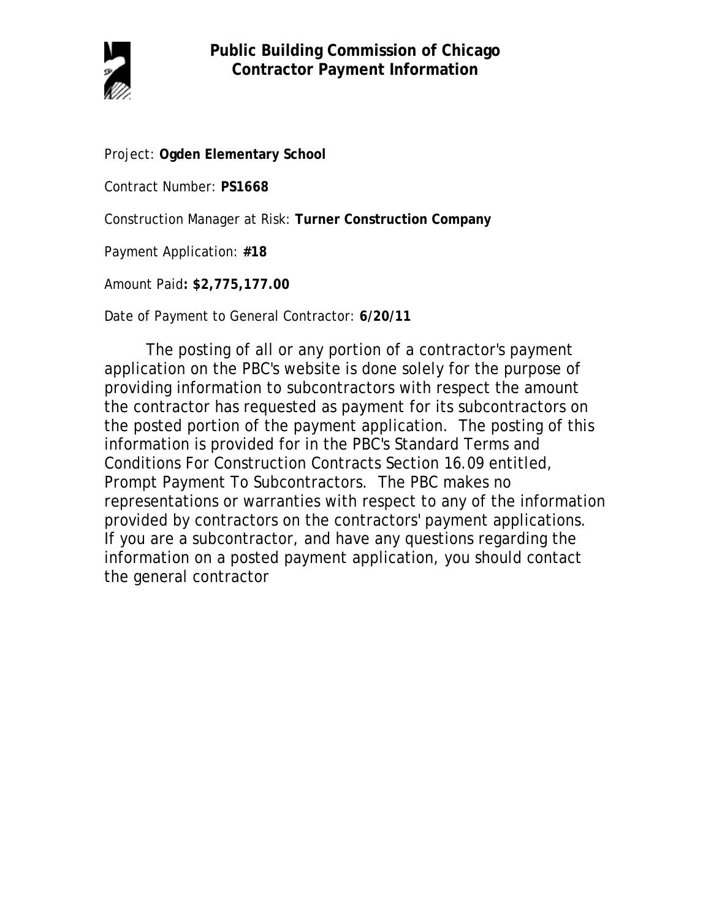# Public Building Commission of Chicago
## Contractor Payment Information

Project: **Ogden Elementary School**

Contract Number: **PS1668**

Construction Manager at Risk: **Turner Construction Company**

Payment Application: **#18**

Amount Paid**: $2,775,177.00**

Date of Payment to General Contractor: **6/20/11**

The posting of all or any portion of a contractor's payment application on the PBC's website is done solely for the purpose of providing information to subcontractors with respect the amount the contractor has requested as payment for its subcontractors on the posted portion of the payment application. The posting of this information is provided for in the PBC's Standard Terms and Conditions For Construction Contracts Section 16.09 entitled, Prompt Payment To Subcontractors. The PBC makes no representations or warranties with respect to any of the information provided by contractors on the contractors' payment applications. If you are a subcontractor, and have any questions regarding the information on a posted payment application, you should contact the general contractor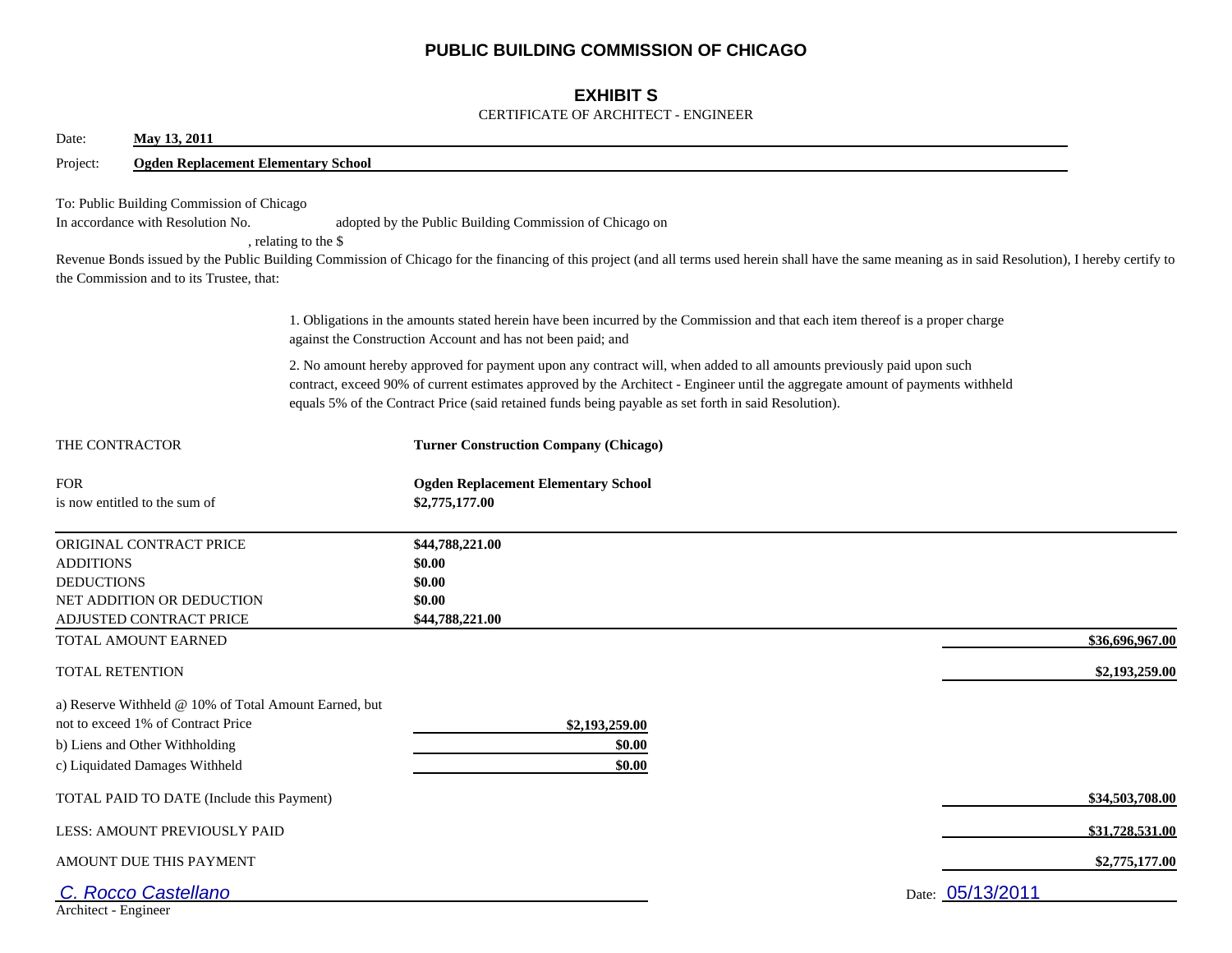# PUBLIC BUILDING COMMISSION OF CHICAGO

## EXHIBIT S

CERTIFICATE OF ARCHITECT - ENGINEER

Date: **May 13, 2011**

Project: **Ogden Replacement Elementary School**

To: Public Building Commission of Chicago

In accordance with Resolution No. adopted by the Public Building Commission of Chicago on , relating to the $ Revenue Bonds issued by the Public Building Commission of Chicago for the financing of this project (and all terms used herein shall have the same meaning as in said Resolution), I hereby certify to the Commission and to its Trustee, that:

1. Obligations in the amounts stated herein have been incurred by the Commission and that each item thereof is a proper charge against the Construction Account and has not been paid; and

2. No amount hereby approved for payment upon any contract will, when added to all amounts previously paid upon such contract, exceed 90% of current estimates approved by the Architect - Engineer until the aggregate amount of payments withheld equals 5% of the Contract Price (said retained funds being payable as set forth in said Resolution).

THE CONTRACTOR **Turner Construction Company (Chicago)**

FOR **Ogden Replacement Elementary School**

is now entitled to the sum of **$2,775,177.00**

| | | |
|---|---|---|
| ORIGINAL CONTRACT PRICE | **$44,788,221.00** | |
| ADDITIONS | **$0.00** | |
| DEDUCTIONS | **$0.00** | |
| NET ADDITION OR DEDUCTION | **$0.00** | |
| ADJUSTED CONTRACT PRICE | **$44,788,221.00** | |
| TOTAL AMOUNT EARNED | | **$36,696,967.00** |
| TOTAL RETENTION | | **$2,193,259.00** |
| a) Reserve Withheld @ 10% of Total Amount Earned, but not to exceed 1% of Contract Price | **$2,193,259.00** | |
| b) Liens and Other Withholding | **$0.00** | |
| c) Liquidated Damages Withheld | **$0.00** | |
| TOTAL PAID TO DATE (Include this Payment) | | **$34,503,708.00** |
| LESS: AMOUNT PREVIOUSLY PAID | | **$31,728,531.00** |
| AMOUNT DUE THIS PAYMENT | | **$2,775,177.00** |

C. Rocco Castellano
Architect - Engineer

Date: 05/13/2011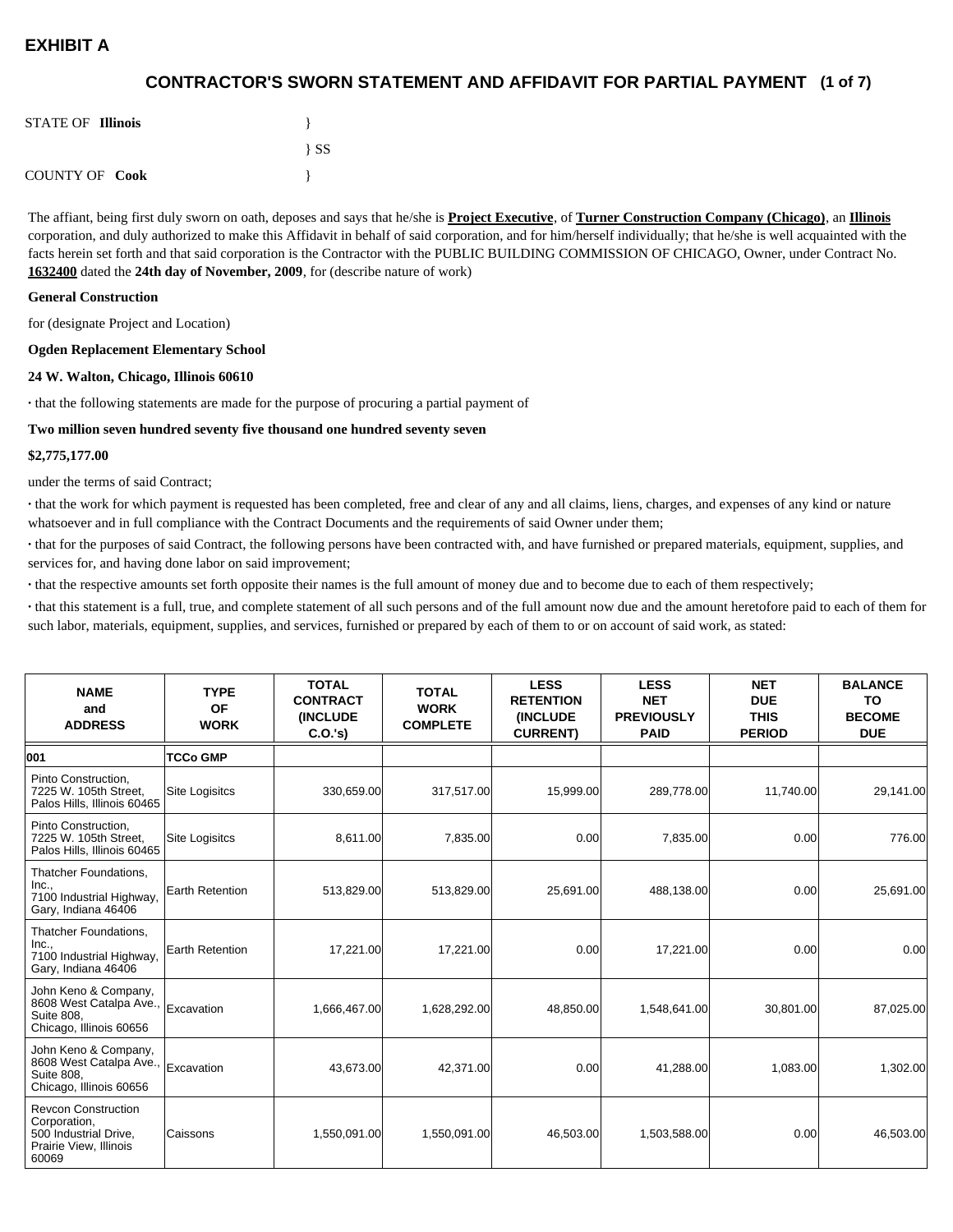# EXHIBIT A

## CONTRACTOR'S SWORN STATEMENT AND AFFIDAVIT FOR PARTIAL PAYMENT (1 of 7)

STATE OF **Illinois** }
} SS
COUNTY OF **Cook** }

The affiant, being first duly sworn on oath, deposes and says that he/she is **Project Executive**, of **Turner Construction Company (Chicago)**, an **Illinois** corporation, and duly authorized to make this Affidavit in behalf of said corporation, and for him/herself individually; that he/she is well acquainted with the facts herein set forth and that said corporation is the Contractor with the PUBLIC BUILDING COMMISSION OF CHICAGO, Owner, under Contract No. **1632400** dated the **24th day of November, 2009**, for (describe nature of work)

**General Construction**

for (designate Project and Location)

**Ogden Replacement Elementary School**

**24 W. Walton, Chicago, Illinois 60610**

· that the following statements are made for the purpose of procuring a partial payment of

**Two million seven hundred seventy five thousand one hundred seventy seven**

**$2,775,177.00**

under the terms of said Contract;

· that the work for which payment is requested has been completed, free and clear of any and all claims, liens, charges, and expenses of any kind or nature whatsoever and in full compliance with the Contract Documents and the requirements of said Owner under them;

· that for the purposes of said Contract, the following persons have been contracted with, and have furnished or prepared materials, equipment, supplies, and services for, and having done labor on said improvement;

· that the respective amounts set forth opposite their names is the full amount of money due and to become due to each of them respectively;

· that this statement is a full, true, and complete statement of all such persons and of the full amount now due and the amount heretofore paid to each of them for such labor, materials, equipment, supplies, and services, furnished or prepared by each of them to or on account of said work, as stated:

| NAME and ADDRESS | TYPE OF WORK | TOTAL CONTRACT (INCLUDE C.O.'s) | TOTAL WORK COMPLETE | LESS RETENTION (INCLUDE CURRENT) | LESS NET PREVIOUSLY PAID | NET DUE THIS PERIOD | BALANCE TO BECOME DUE |
|---|---|---|---|---|---|---|---|
| **001** | **TCCo GMP** | | | | | | |
| Pinto Construction, 7225 W. 105th Street, Palos Hills, Illinois 60465 | Site Logisitcs | 330,659.00 | 317,517.00 | 15,999.00 | 289,778.00 | 11,740.00 | 29,141.00 |
| Pinto Construction, 7225 W. 105th Street, Palos Hills, Illinois 60465 | Site Logisitcs | 8,611.00 | 7,835.00 | 0.00 | 7,835.00 | 0.00 | 776.00 |
| Thatcher Foundations, Inc., 7100 Industrial Highway, Gary, Indiana 46406 | Earth Retention | 513,829.00 | 513,829.00 | 25,691.00 | 488,138.00 | 0.00 | 25,691.00 |
| Thatcher Foundations, Inc., 7100 Industrial Highway, Gary, Indiana 46406 | Earth Retention | 17,221.00 | 17,221.00 | 0.00 | 17,221.00 | 0.00 | 0.00 |
| John Keno & Company, 8608 West Catalpa Ave., Suite 808, Chicago, Illinois 60656 | Excavation | 1,666,467.00 | 1,628,292.00 | 48,850.00 | 1,548,641.00 | 30,801.00 | 87,025.00 |
| John Keno & Company, 8608 West Catalpa Ave., Suite 808, Chicago, Illinois 60656 | Excavation | 43,673.00 | 42,371.00 | 0.00 | 41,288.00 | 1,083.00 | 1,302.00 |
| Revcon Construction Corporation, 500 Industrial Drive, Prairie View, Illinois 60069 | Caissons | 1,550,091.00 | 1,550,091.00 | 46,503.00 | 1,503,588.00 | 0.00 | 46,503.00 |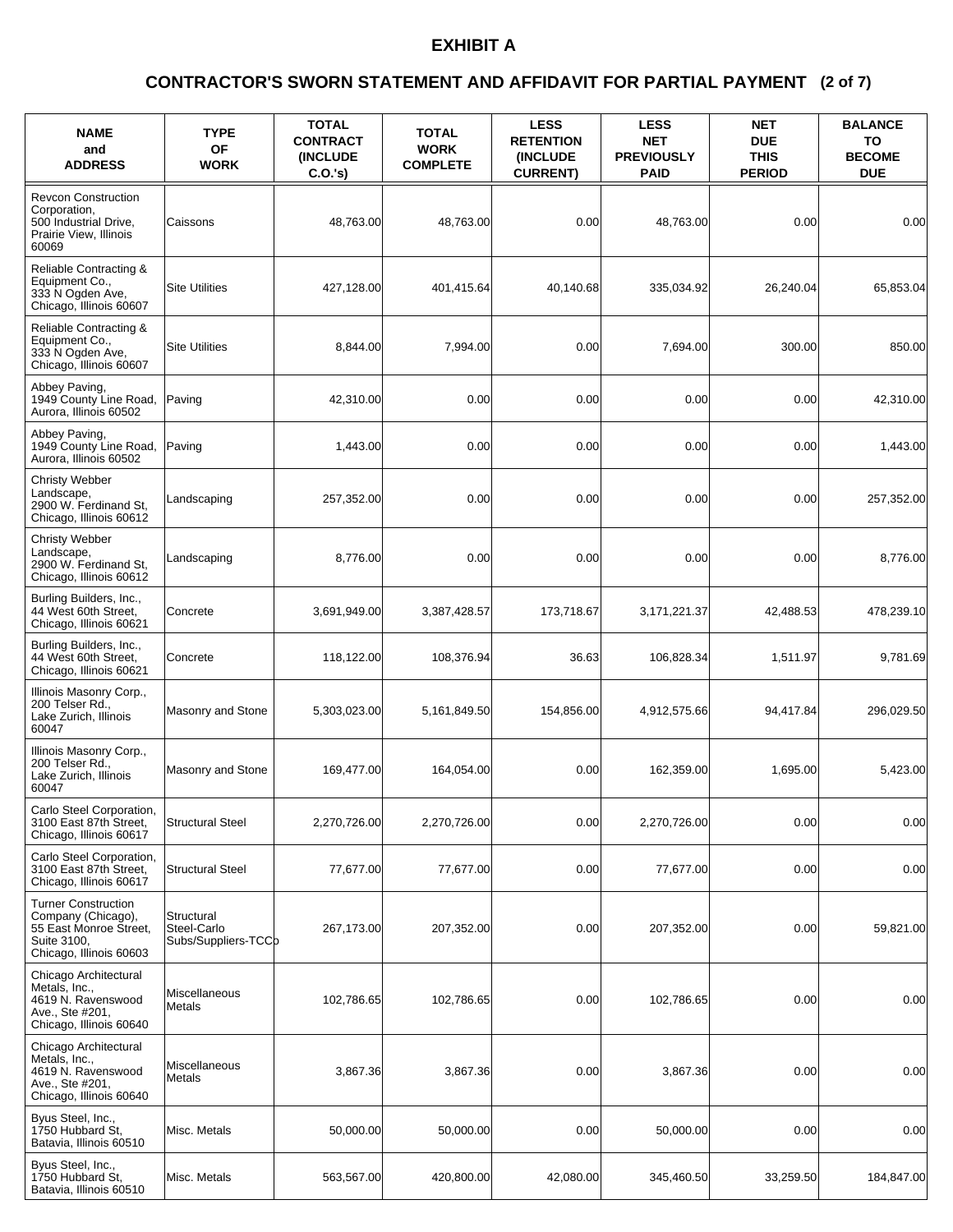# EXHIBIT A

## CONTRACTOR'S SWORN STATEMENT AND AFFIDAVIT FOR PARTIAL PAYMENT (2 of 7)

| NAME and ADDRESS | TYPE OF WORK | TOTAL CONTRACT (INCLUDE C.O.'s) | TOTAL WORK COMPLETE | LESS RETENTION (INCLUDE CURRENT) | LESS NET PREVIOUSLY PAID | NET DUE THIS PERIOD | BALANCE TO BECOME DUE |
|---|---|---|---|---|---|---|---|
| Revcon Construction Corporation, 500 Industrial Drive, Prairie View, Illinois 60069 | Caissons | 48,763.00 | 48,763.00 | 0.00 | 48,763.00 | 0.00 | 0.00 |
| Reliable Contracting & Equipment Co., 333 N Ogden Ave, Chicago, Illinois 60607 | Site Utilities | 427,128.00 | 401,415.64 | 40,140.68 | 335,034.92 | 26,240.04 | 65,853.04 |
| Reliable Contracting & Equipment Co., 333 N Ogden Ave, Chicago, Illinois 60607 | Site Utilities | 8,844.00 | 7,994.00 | 0.00 | 7,694.00 | 300.00 | 850.00 |
| Abbey Paving, 1949 County Line Road, Aurora, Illinois 60502 | Paving | 42,310.00 | 0.00 | 0.00 | 0.00 | 0.00 | 42,310.00 |
| Abbey Paving, 1949 County Line Road, Aurora, Illinois 60502 | Paving | 1,443.00 | 0.00 | 0.00 | 0.00 | 0.00 | 1,443.00 |
| Christy Webber Landscape, 2900 W. Ferdinand St, Chicago, Illinois 60612 | Landscaping | 257,352.00 | 0.00 | 0.00 | 0.00 | 0.00 | 257,352.00 |
| Christy Webber Landscape, 2900 W. Ferdinand St, Chicago, Illinois 60612 | Landscaping | 8,776.00 | 0.00 | 0.00 | 0.00 | 0.00 | 8,776.00 |
| Burling Builders, Inc., 44 West 60th Street, Chicago, Illinois 60621 | Concrete | 3,691,949.00 | 3,387,428.57 | 173,718.67 | 3,171,221.37 | 42,488.53 | 478,239.10 |
| Burling Builders, Inc., 44 West 60th Street, Chicago, Illinois 60621 | Concrete | 118,122.00 | 108,376.94 | 36.63 | 106,828.34 | 1,511.97 | 9,781.69 |
| Illinois Masonry Corp., 200 Telser Rd., Lake Zurich, Illinois 60047 | Masonry and Stone | 5,303,023.00 | 5,161,849.50 | 154,856.00 | 4,912,575.66 | 94,417.84 | 296,029.50 |
| Illinois Masonry Corp., 200 Telser Rd., Lake Zurich, Illinois 60047 | Masonry and Stone | 169,477.00 | 164,054.00 | 0.00 | 162,359.00 | 1,695.00 | 5,423.00 |
| Carlo Steel Corporation, 3100 East 87th Street, Chicago, Illinois 60617 | Structural Steel | 2,270,726.00 | 2,270,726.00 | 0.00 | 2,270,726.00 | 0.00 | 0.00 |
| Carlo Steel Corporation, 3100 East 87th Street, Chicago, Illinois 60617 | Structural Steel | 77,677.00 | 77,677.00 | 0.00 | 77,677.00 | 0.00 | 0.00 |
| Turner Construction Company (Chicago), 55 East Monroe Street, Suite 3100, Chicago, Illinois 60603 | Structural Steel-Carlo Subs/Suppliers-TCCo | 267,173.00 | 207,352.00 | 0.00 | 207,352.00 | 0.00 | 59,821.00 |
| Chicago Architectural Metals, Inc., 4619 N. Ravenswood Ave., Ste #201, Chicago, Illinois 60640 | Miscellaneous Metals | 102,786.65 | 102,786.65 | 0.00 | 102,786.65 | 0.00 | 0.00 |
| Chicago Architectural Metals, Inc., 4619 N. Ravenswood Ave., Ste #201, Chicago, Illinois 60640 | Miscellaneous Metals | 3,867.36 | 3,867.36 | 0.00 | 3,867.36 | 0.00 | 0.00 |
| Byus Steel, Inc., 1750 Hubbard St, Batavia, Illinois 60510 | Misc. Metals | 50,000.00 | 50,000.00 | 0.00 | 50,000.00 | 0.00 | 0.00 |
| Byus Steel, Inc., 1750 Hubbard St, Batavia, Illinois 60510 | Misc. Metals | 563,567.00 | 420,800.00 | 42,080.00 | 345,460.50 | 33,259.50 | 184,847.00 |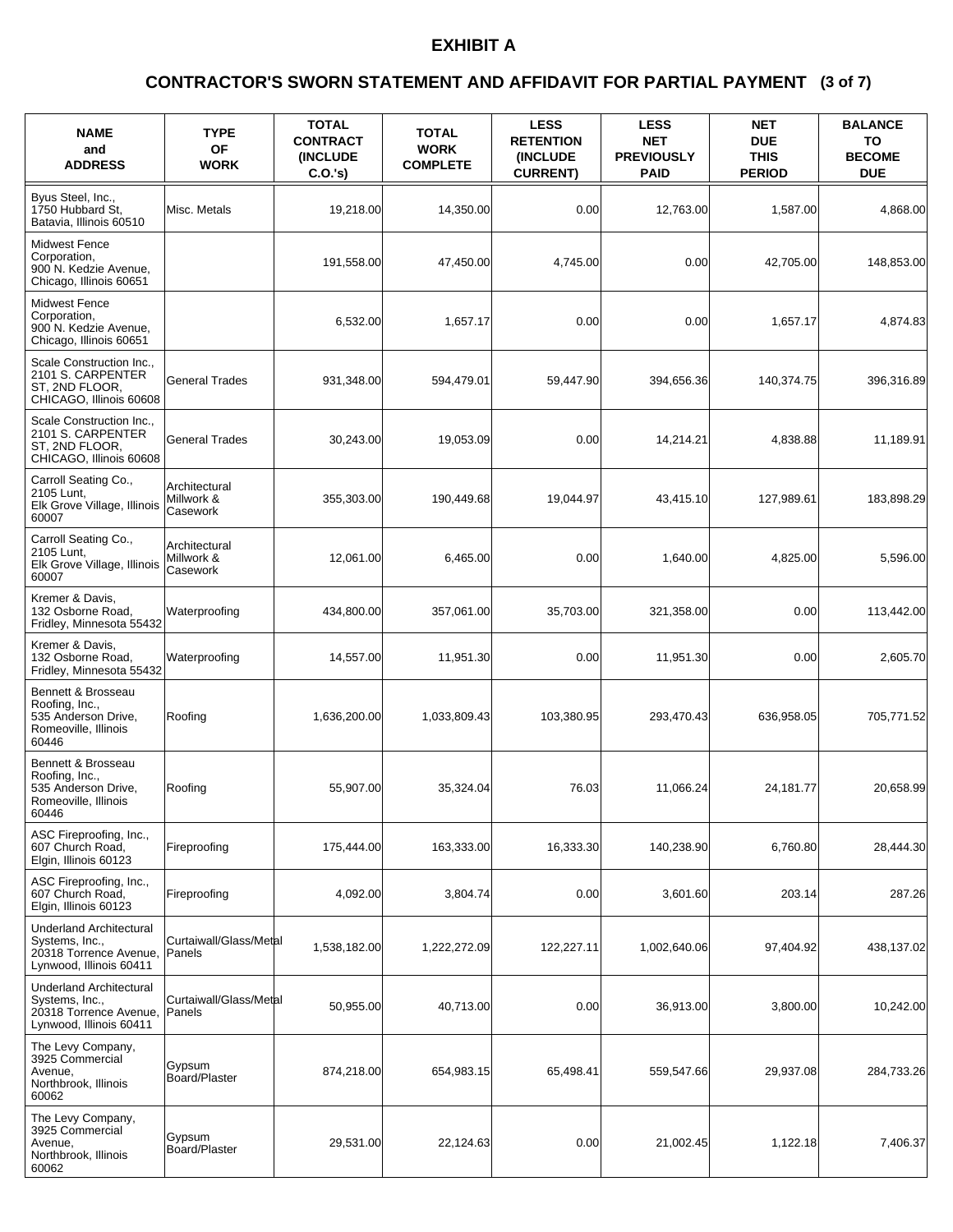# EXHIBIT A

## CONTRACTOR'S SWORN STATEMENT AND AFFIDAVIT FOR PARTIAL PAYMENT (3 of 7)

| NAME and ADDRESS | TYPE OF WORK | TOTAL CONTRACT (INCLUDE C.O.'s) | TOTAL WORK COMPLETE | LESS RETENTION (INCLUDE CURRENT) | LESS NET PREVIOUSLY PAID | NET DUE THIS PERIOD | BALANCE TO BECOME DUE |
|---|---|---|---|---|---|---|---|
| Byus Steel, Inc., 1750 Hubbard St, Batavia, Illinois 60510 | Misc. Metals | 19,218.00 | 14,350.00 | 0.00 | 12,763.00 | 1,587.00 | 4,868.00 |
| Midwest Fence Corporation, 900 N. Kedzie Avenue, Chicago, Illinois 60651 | | 191,558.00 | 47,450.00 | 4,745.00 | 0.00 | 42,705.00 | 148,853.00 |
| Midwest Fence Corporation, 900 N. Kedzie Avenue, Chicago, Illinois 60651 | | 6,532.00 | 1,657.17 | 0.00 | 0.00 | 1,657.17 | 4,874.83 |
| Scale Construction Inc., 2101 S. CARPENTER ST, 2ND FLOOR, CHICAGO, Illinois 60608 | General Trades | 931,348.00 | 594,479.01 | 59,447.90 | 394,656.36 | 140,374.75 | 396,316.89 |
| Scale Construction Inc., 2101 S. CARPENTER ST, 2ND FLOOR, CHICAGO, Illinois 60608 | General Trades | 30,243.00 | 19,053.09 | 0.00 | 14,214.21 | 4,838.88 | 11,189.91 |
| Carroll Seating Co., 2105 Lunt, Elk Grove Village, Illinois 60007 | Architectural Millwork & Casework | 355,303.00 | 190,449.68 | 19,044.97 | 43,415.10 | 127,989.61 | 183,898.29 |
| Carroll Seating Co., 2105 Lunt, Elk Grove Village, Illinois 60007 | Architectural Millwork & Casework | 12,061.00 | 6,465.00 | 0.00 | 1,640.00 | 4,825.00 | 5,596.00 |
| Kremer & Davis, 132 Osborne Road, Fridley, Minnesota 55432 | Waterproofing | 434,800.00 | 357,061.00 | 35,703.00 | 321,358.00 | 0.00 | 113,442.00 |
| Kremer & Davis, 132 Osborne Road, Fridley, Minnesota 55432 | Waterproofing | 14,557.00 | 11,951.30 | 0.00 | 11,951.30 | 0.00 | 2,605.70 |
| Bennett & Brosseau Roofing, Inc., 535 Anderson Drive, Romeoville, Illinois 60446 | Roofing | 1,636,200.00 | 1,033,809.43 | 103,380.95 | 293,470.43 | 636,958.05 | 705,771.52 |
| Bennett & Brosseau Roofing, Inc., 535 Anderson Drive, Romeoville, Illinois 60446 | Roofing | 55,907.00 | 35,324.04 | 76.03 | 11,066.24 | 24,181.77 | 20,658.99 |
| ASC Fireproofing, Inc., 607 Church Road, Elgin, Illinois 60123 | Fireproofing | 175,444.00 | 163,333.00 | 16,333.30 | 140,238.90 | 6,760.80 | 28,444.30 |
| ASC Fireproofing, Inc., 607 Church Road, Elgin, Illinois 60123 | Fireproofing | 4,092.00 | 3,804.74 | 0.00 | 3,601.60 | 203.14 | 287.26 |
| Underland Architectural Systems, Inc., 20318 Torrence Avenue, Lynwood, Illinois 60411 | Curtaiwall/Glass/Metal Panels | 1,538,182.00 | 1,222,272.09 | 122,227.11 | 1,002,640.06 | 97,404.92 | 438,137.02 |
| Underland Architectural Systems, Inc., 20318 Torrence Avenue, Lynwood, Illinois 60411 | Curtaiwall/Glass/Metal Panels | 50,955.00 | 40,713.00 | 0.00 | 36,913.00 | 3,800.00 | 10,242.00 |
| The Levy Company, 3925 Commercial Avenue, Northbrook, Illinois 60062 | Gypsum Board/Plaster | 874,218.00 | 654,983.15 | 65,498.41 | 559,547.66 | 29,937.08 | 284,733.26 |
| The Levy Company, 3925 Commercial Avenue, Northbrook, Illinois 60062 | Gypsum Board/Plaster | 29,531.00 | 22,124.63 | 0.00 | 21,002.45 | 1,122.18 | 7,406.37 |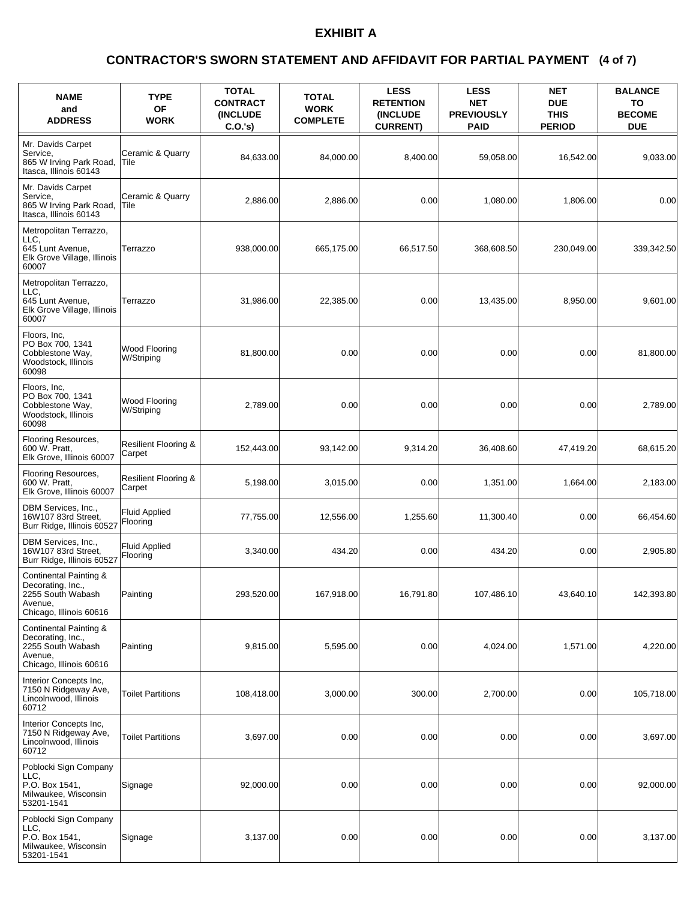# EXHIBIT A

## CONTRACTOR'S SWORN STATEMENT AND AFFIDAVIT FOR PARTIAL PAYMENT (4 of 7)

| NAME and ADDRESS | TYPE OF WORK | TOTAL CONTRACT (INCLUDE C.O.'s) | TOTAL WORK COMPLETE | LESS RETENTION (INCLUDE CURRENT) | LESS NET PREVIOUSLY PAID | NET DUE THIS PERIOD | BALANCE TO BECOME DUE |
|---|---|---|---|---|---|---|---|
| Mr. Davids Carpet Service, 865 W Irving Park Road, Itasca, Illinois 60143 | Ceramic & Quarry Tile | 84,633.00 | 84,000.00 | 8,400.00 | 59,058.00 | 16,542.00 | 9,033.00 |
| Mr. Davids Carpet Service, 865 W Irving Park Road, Itasca, Illinois 60143 | Ceramic & Quarry Tile | 2,886.00 | 2,886.00 | 0.00 | 1,080.00 | 1,806.00 | 0.00 |
| Metropolitan Terrazzo, LLC, 645 Lunt Avenue, Elk Grove Village, Illinois 60007 | Terrazzo | 938,000.00 | 665,175.00 | 66,517.50 | 368,608.50 | 230,049.00 | 339,342.50 |
| Metropolitan Terrazzo, LLC, 645 Lunt Avenue, Elk Grove Village, Illinois 60007 | Terrazzo | 31,986.00 | 22,385.00 | 0.00 | 13,435.00 | 8,950.00 | 9,601.00 |
| Floors, Inc, PO Box 700, 1341 Cobblestone Way, Woodstock, Illinois 60098 | Wood Flooring W/Striping | 81,800.00 | 0.00 | 0.00 | 0.00 | 0.00 | 81,800.00 |
| Floors, Inc, PO Box 700, 1341 Cobblestone Way, Woodstock, Illinois 60098 | Wood Flooring W/Striping | 2,789.00 | 0.00 | 0.00 | 0.00 | 0.00 | 2,789.00 |
| Flooring Resources, 600 W. Pratt, Elk Grove, Illinois 60007 | Resilient Flooring & Carpet | 152,443.00 | 93,142.00 | 9,314.20 | 36,408.60 | 47,419.20 | 68,615.20 |
| Flooring Resources, 600 W. Pratt, Elk Grove, Illinois 60007 | Resilient Flooring & Carpet | 5,198.00 | 3,015.00 | 0.00 | 1,351.00 | 1,664.00 | 2,183.00 |
| DBM Services, Inc., 16W107 83rd Street, Burr Ridge, Illinois 60527 | Fluid Applied Flooring | 77,755.00 | 12,556.00 | 1,255.60 | 11,300.40 | 0.00 | 66,454.60 |
| DBM Services, Inc., 16W107 83rd Street, Burr Ridge, Illinois 60527 | Fluid Applied Flooring | 3,340.00 | 434.20 | 0.00 | 434.20 | 0.00 | 2,905.80 |
| Continental Painting & Decorating, Inc., 2255 South Wabash Avenue, Chicago, Illinois 60616 | Painting | 293,520.00 | 167,918.00 | 16,791.80 | 107,486.10 | 43,640.10 | 142,393.80 |
| Continental Painting & Decorating, Inc., 2255 South Wabash Avenue, Chicago, Illinois 60616 | Painting | 9,815.00 | 5,595.00 | 0.00 | 4,024.00 | 1,571.00 | 4,220.00 |
| Interior Concepts Inc, 7150 N Ridgeway Ave, Lincolnwood, Illinois 60712 | Toilet Partitions | 108,418.00 | 3,000.00 | 300.00 | 2,700.00 | 0.00 | 105,718.00 |
| Interior Concepts Inc, 7150 N Ridgeway Ave, Lincolnwood, Illinois 60712 | Toilet Partitions | 3,697.00 | 0.00 | 0.00 | 0.00 | 0.00 | 3,697.00 |
| Poblocki Sign Company LLC, P.O. Box 1541, Milwaukee, Wisconsin 53201-1541 | Signage | 92,000.00 | 0.00 | 0.00 | 0.00 | 0.00 | 92,000.00 |
| Poblocki Sign Company LLC, P.O. Box 1541, Milwaukee, Wisconsin 53201-1541 | Signage | 3,137.00 | 0.00 | 0.00 | 0.00 | 0.00 | 3,137.00 |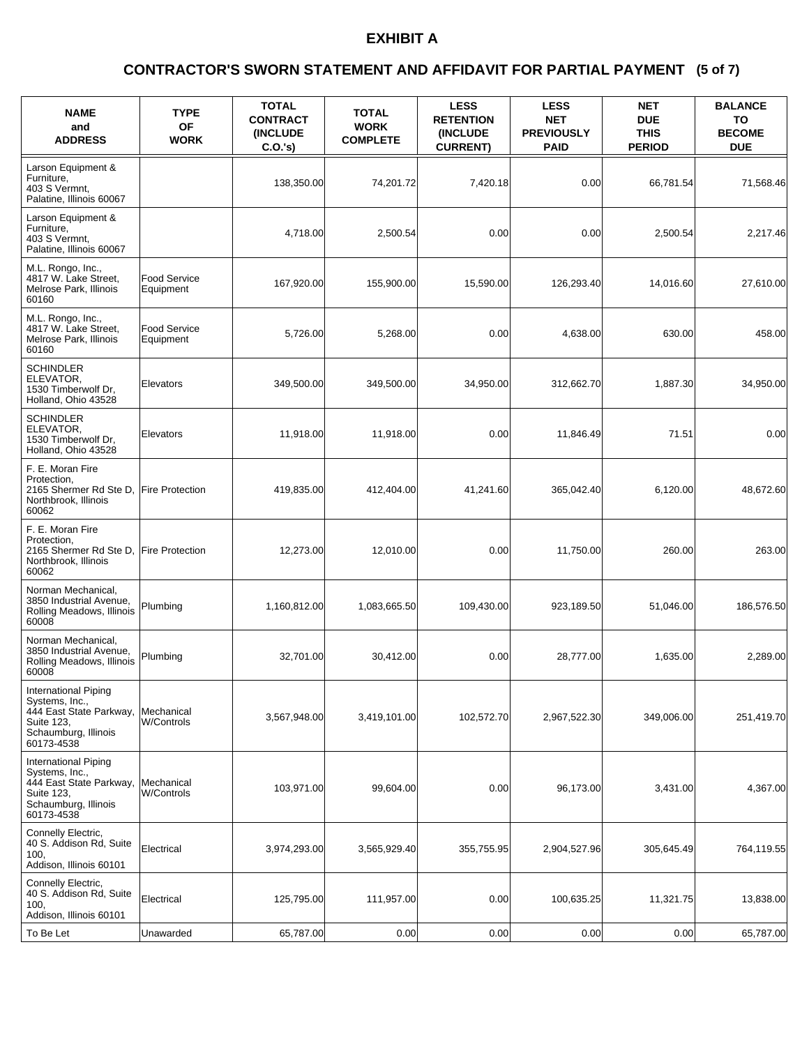# EXHIBIT A

## CONTRACTOR'S SWORN STATEMENT AND AFFIDAVIT FOR PARTIAL PAYMENT (5 of 7)

| NAME and ADDRESS | TYPE OF WORK | TOTAL CONTRACT (INCLUDE C.O.'s) | TOTAL WORK COMPLETE | LESS RETENTION (INCLUDE CURRENT) | LESS NET PREVIOUSLY PAID | NET DUE THIS PERIOD | BALANCE TO BECOME DUE |
|---|---|---|---|---|---|---|---|
| Larson Equipment & Furniture, 403 S Vermnt, Palatine, Illinois 60067 | | 138,350.00 | 74,201.72 | 7,420.18 | 0.00 | 66,781.54 | 71,568.46 |
| Larson Equipment & Furniture, 403 S Vermnt, Palatine, Illinois 60067 | | 4,718.00 | 2,500.54 | 0.00 | 0.00 | 2,500.54 | 2,217.46 |
| M.L. Rongo, Inc., 4817 W. Lake Street, Melrose Park, Illinois 60160 | Food Service Equipment | 167,920.00 | 155,900.00 | 15,590.00 | 126,293.40 | 14,016.60 | 27,610.00 |
| M.L. Rongo, Inc., 4817 W. Lake Street, Melrose Park, Illinois 60160 | Food Service Equipment | 5,726.00 | 5,268.00 | 0.00 | 4,638.00 | 630.00 | 458.00 |
| SCHINDLER ELEVATOR, 1530 Timberwolf Dr, Holland, Ohio 43528 | Elevators | 349,500.00 | 349,500.00 | 34,950.00 | 312,662.70 | 1,887.30 | 34,950.00 |
| SCHINDLER ELEVATOR, 1530 Timberwolf Dr, Holland, Ohio 43528 | Elevators | 11,918.00 | 11,918.00 | 0.00 | 11,846.49 | 71.51 | 0.00 |
| F. E. Moran Fire Protection, 2165 Shermer Rd Ste D, Northbrook, Illinois 60062 | Fire Protection | 419,835.00 | 412,404.00 | 41,241.60 | 365,042.40 | 6,120.00 | 48,672.60 |
| F. E. Moran Fire Protection, 2165 Shermer Rd Ste D, Northbrook, Illinois 60062 | Fire Protection | 12,273.00 | 12,010.00 | 0.00 | 11,750.00 | 260.00 | 263.00 |
| Norman Mechanical, 3850 Industrial Avenue, Rolling Meadows, Illinois 60008 | Plumbing | 1,160,812.00 | 1,083,665.50 | 109,430.00 | 923,189.50 | 51,046.00 | 186,576.50 |
| Norman Mechanical, 3850 Industrial Avenue, Rolling Meadows, Illinois 60008 | Plumbing | 32,701.00 | 30,412.00 | 0.00 | 28,777.00 | 1,635.00 | 2,289.00 |
| International Piping Systems, Inc., 444 East State Parkway, Suite 123, Schaumburg, Illinois 60173-4538 | Mechanical W/Controls | 3,567,948.00 | 3,419,101.00 | 102,572.70 | 2,967,522.30 | 349,006.00 | 251,419.70 |
| International Piping Systems, Inc., 444 East State Parkway, Suite 123, Schaumburg, Illinois 60173-4538 | Mechanical W/Controls | 103,971.00 | 99,604.00 | 0.00 | 96,173.00 | 3,431.00 | 4,367.00 |
| Connelly Electric, 40 S. Addison Rd, Suite 100, Addison, Illinois 60101 | Electrical | 3,974,293.00 | 3,565,929.40 | 355,755.95 | 2,904,527.96 | 305,645.49 | 764,119.55 |
| Connelly Electric, 40 S. Addison Rd, Suite 100, Addison, Illinois 60101 | Electrical | 125,795.00 | 111,957.00 | 0.00 | 100,635.25 | 11,321.75 | 13,838.00 |
| To Be Let | Unawarded | 65,787.00 | 0.00 | 0.00 | 0.00 | 0.00 | 65,787.00 |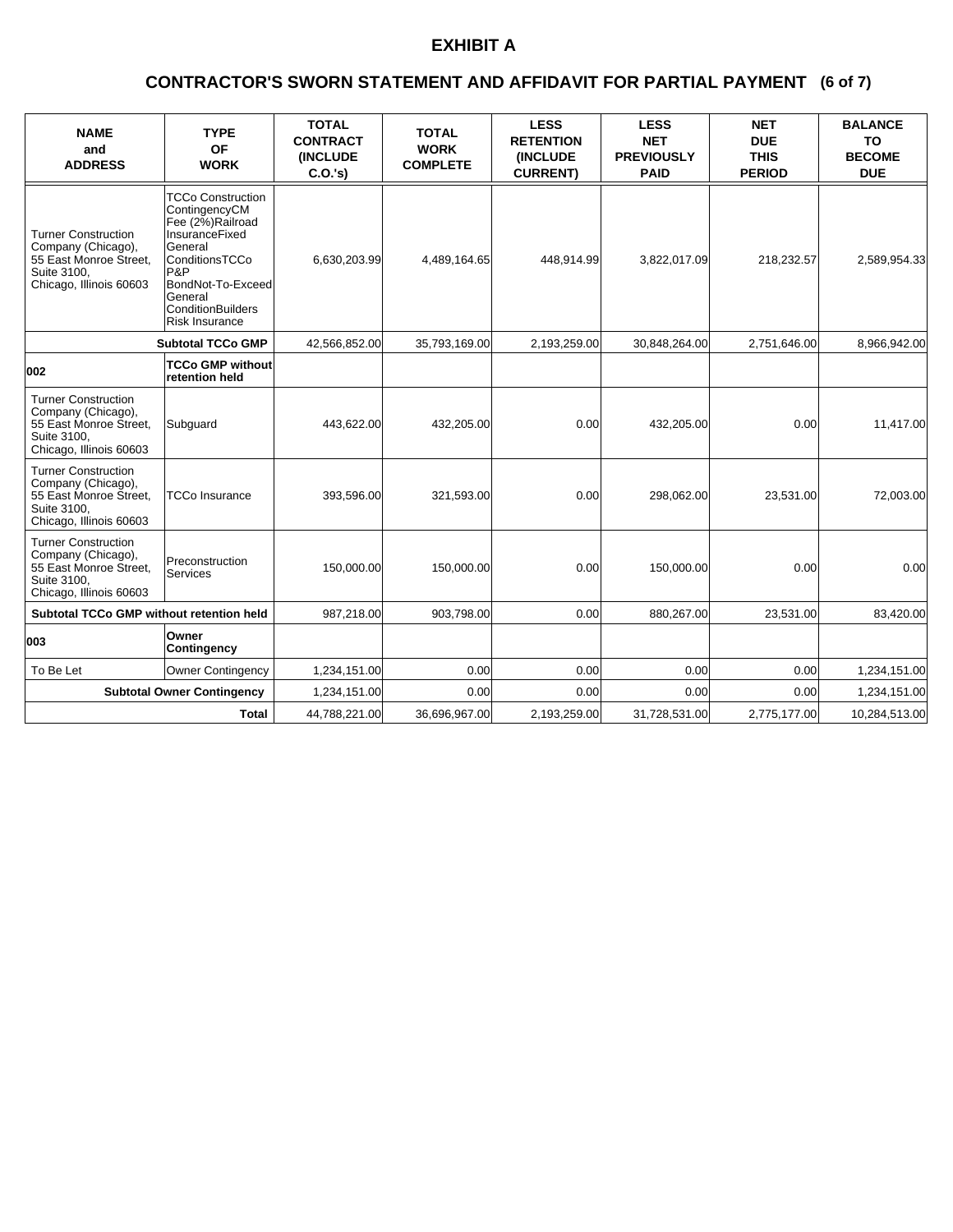# EXHIBIT A

## CONTRACTOR'S SWORN STATEMENT AND AFFIDAVIT FOR PARTIAL PAYMENT (6 of 7)

| NAME and ADDRESS | TYPE OF WORK | TOTAL CONTRACT (INCLUDE C.O.'s) | TOTAL WORK COMPLETE | LESS RETENTION (INCLUDE CURRENT) | LESS NET PREVIOUSLY PAID | NET DUE THIS PERIOD | BALANCE TO BECOME DUE |
|---|---|---|---|---|---|---|---|
| Turner Construction Company (Chicago), 55 East Monroe Street, Suite 3100, Chicago, Illinois 60603 | TCCo Construction ContingencyCM Fee (2%)Railroad InsuranceFixed General ConditionsTCCo P&P BondNot-To-Exceed General ConditionBuilders Risk Insurance | 6,630,203.99 | 4,489,164.65 | 448,914.99 | 3,822,017.09 | 218,232.57 | 2,589,954.33 |
| | **Subtotal TCCo GMP** | 42,566,852.00 | 35,793,169.00 | 2,193,259.00 | 30,848,264.00 | 2,751,646.00 | 8,966,942.00 |
| **002** | **TCCo GMP without retention held** | | | | | | |
| Turner Construction Company (Chicago), 55 East Monroe Street, Suite 3100, Chicago, Illinois 60603 | Subguard | 443,622.00 | 432,205.00 | 0.00 | 432,205.00 | 0.00 | 11,417.00 |
| Turner Construction Company (Chicago), 55 East Monroe Street, Suite 3100, Chicago, Illinois 60603 | TCCo Insurance | 393,596.00 | 321,593.00 | 0.00 | 298,062.00 | 23,531.00 | 72,003.00 |
| Turner Construction Company (Chicago), 55 East Monroe Street, Suite 3100, Chicago, Illinois 60603 | Preconstruction Services | 150,000.00 | 150,000.00 | 0.00 | 150,000.00 | 0.00 | 0.00 |
| **Subtotal TCCo GMP without retention held** | | 987,218.00 | 903,798.00 | 0.00 | 880,267.00 | 23,531.00 | 83,420.00 |
| **003** | **Owner Contingency** | | | | | | |
| To Be Let | Owner Contingency | 1,234,151.00 | 0.00 | 0.00 | 0.00 | 0.00 | 1,234,151.00 |
| | **Subtotal Owner Contingency** | 1,234,151.00 | 0.00 | 0.00 | 0.00 | 0.00 | 1,234,151.00 |
| | **Total** | 44,788,221.00 | 36,696,967.00 | 2,193,259.00 | 31,728,531.00 | 2,775,177.00 | 10,284,513.00 |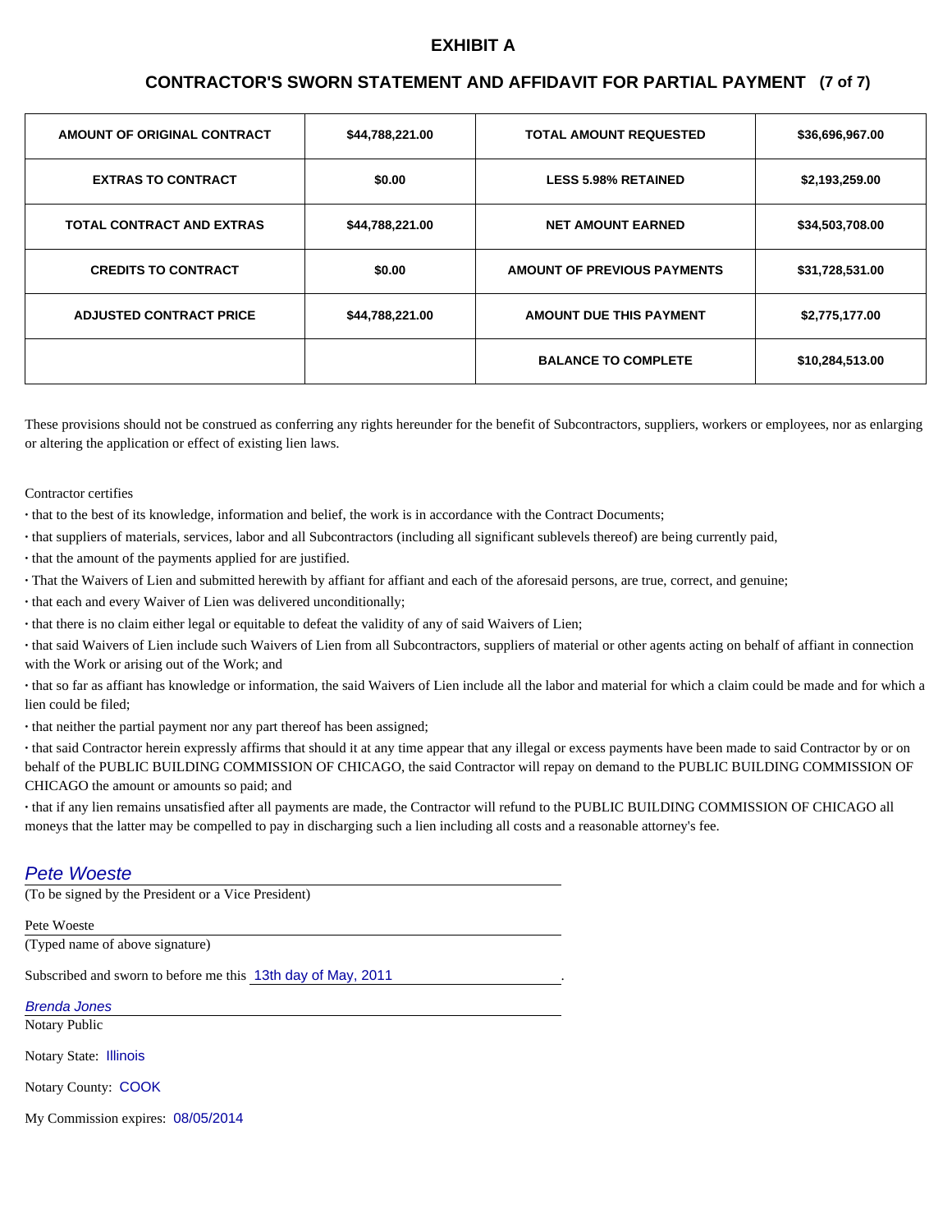# EXHIBIT A

## CONTRACTOR'S SWORN STATEMENT AND AFFIDAVIT FOR PARTIAL PAYMENT (7 of 7)

| | | | |
|---|---|---|---|
| **AMOUNT OF ORIGINAL CONTRACT** | **$44,788,221.00** | **TOTAL AMOUNT REQUESTED** | **$36,696,967.00** |
| **EXTRAS TO CONTRACT** | **$0.00** | **LESS 5.98% RETAINED** | **$2,193,259.00** |
| **TOTAL CONTRACT AND EXTRAS** | **$44,788,221.00** | **NET AMOUNT EARNED** | **$34,503,708.00** |
| **CREDITS TO CONTRACT** | **$0.00** | **AMOUNT OF PREVIOUS PAYMENTS** | **$31,728,531.00** |
| **ADJUSTED CONTRACT PRICE** | **$44,788,221.00** | **AMOUNT DUE THIS PAYMENT** | **$2,775,177.00** |
| | | **BALANCE TO COMPLETE** | **$10,284,513.00** |

These provisions should not be construed as conferring any rights hereunder for the benefit of Subcontractors, suppliers, workers or employees, nor as enlarging or altering the application or effect of existing lien laws.

Contractor certifies

- that to the best of its knowledge, information and belief, the work is in accordance with the Contract Documents;
- that suppliers of materials, services, labor and all Subcontractors (including all significant sublevels thereof) are being currently paid,
- that the amount of the payments applied for are justified.
- That the Waivers of Lien and submitted herewith by affiant for affiant and each of the aforesaid persons, are true, correct, and genuine;
- that each and every Waiver of Lien was delivered unconditionally;
- that there is no claim either legal or equitable to defeat the validity of any of said Waivers of Lien;
- that said Waivers of Lien include such Waivers of Lien from all Subcontractors, suppliers of material or other agents acting on behalf of affiant in connection with the Work or arising out of the Work; and
- that so far as affiant has knowledge or information, the said Waivers of Lien include all the labor and material for which a claim could be made and for which a lien could be filed;
- that neither the partial payment nor any part thereof has been assigned;
- that said Contractor herein expressly affirms that should it at any time appear that any illegal or excess payments have been made to said Contractor by or on behalf of the PUBLIC BUILDING COMMISSION OF CHICAGO, the said Contractor will repay on demand to the PUBLIC BUILDING COMMISSION OF CHICAGO the amount or amounts so paid; and
- that if any lien remains unsatisfied after all payments are made, the Contractor will refund to the PUBLIC BUILDING COMMISSION OF CHICAGO all moneys that the latter may be compelled to pay in discharging such a lien including all costs and a reasonable attorney's fee.

*Pete Woeste*
(To be signed by the President or a Vice President)

Pete Woeste
(Typed name of above signature)

Subscribed and sworn to before me this 13th day of May, 2011.

*Brenda Jones*
Notary Public

Notary State: Illinois

Notary County: COOK

My Commission expires: 08/05/2014